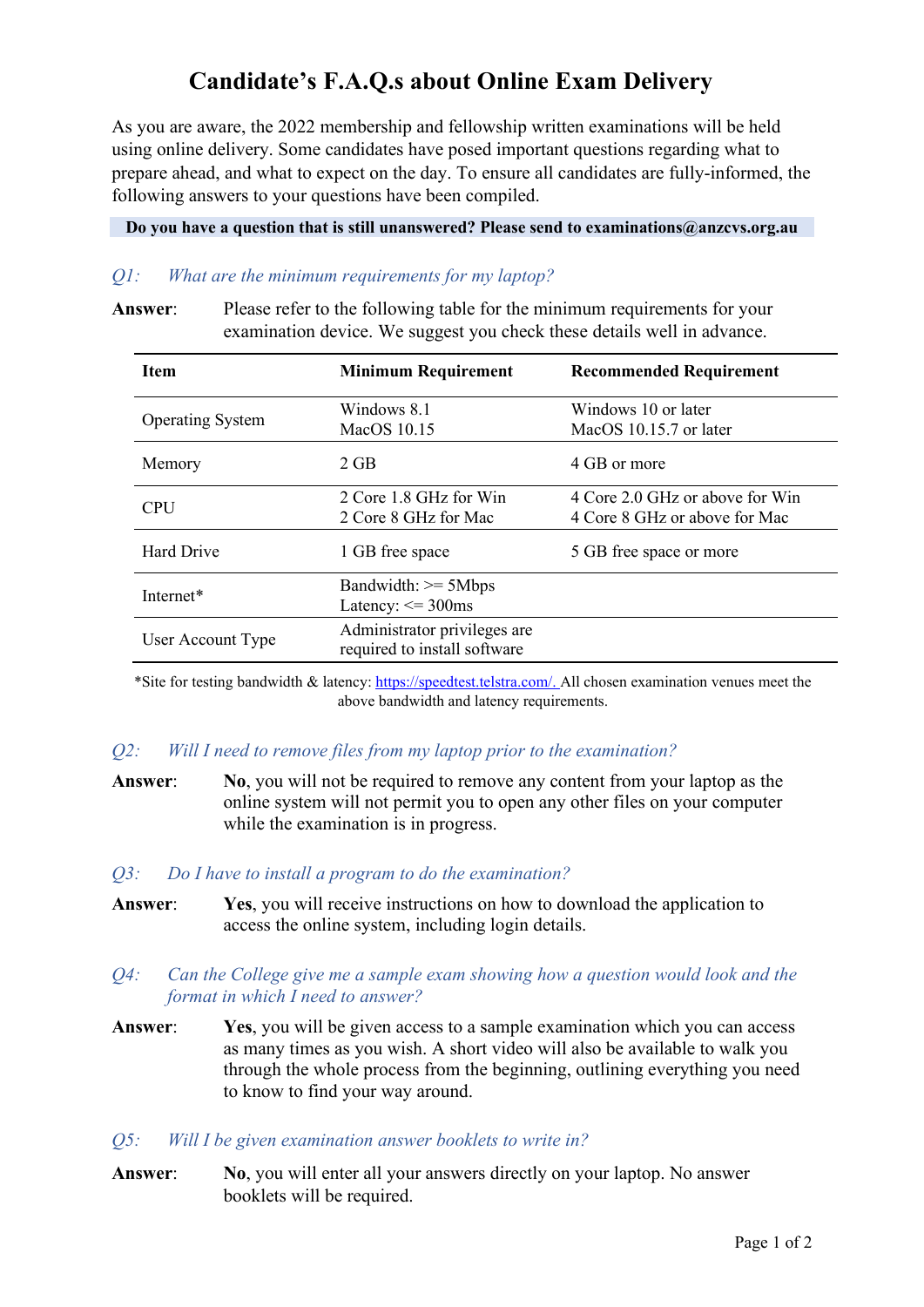# Candidate's F.A.Q.s about Online Exam Delivery

As you are aware, the 2022 membership and fellowship written examinations will be held using online delivery. Some candidates have posed important questions regarding what to prepare ahead, and what to expect on the day. To ensure all candidates are fully-informed, the following answers to your questions have been compiled.

**Do you have a question that is still unanswered? Please send to examinations@anzcvs.org.au**

*Q1: What are the minimum requirements for my laptop?*

**Answer**: Please refer to the following table for the minimum requirements for your examination device. We suggest you check these details well in advance.

| Item | Minimum Requirement | Recommended Requirement |
|---|---|---|
| Operating System | Windows 8.1<br>MacOS 10.15 | Windows 10 or later<br>MacOS 10.15.7 or later |
| Memory | 2 GB | 4 GB or more |
| CPU | 2 Core 1.8 GHz for Win<br>2 Core 8 GHz for Mac | 4 Core 2.0 GHz or above for Win<br>4 Core 8 GHz or above for Mac |
| Hard Drive | 1 GB free space | 5 GB free space or more |
| Internet* | Bandwidth: >= 5Mbps<br>Latency: <= 300ms | |
| User Account Type | Administrator privileges are required to install software | |

*Site for testing bandwidth & latency: https://speedtest.telstra.com/. All chosen examination venues meet the above bandwidth and latency requirements.

*Q2: Will I need to remove files from my laptop prior to the examination?*

**Answer**: **No**, you will not be required to remove any content from your laptop as the online system will not permit you to open any other files on your computer while the examination is in progress.

*Q3: Do I have to install a program to do the examination?*

**Answer**: **Yes**, you will receive instructions on how to download the application to access the online system, including login details.

*Q4: Can the College give me a sample exam showing how a question would look and the format in which I need to answer?*

**Answer**: **Yes**, you will be given access to a sample examination which you can access as many times as you wish. A short video will also be available to walk you through the whole process from the beginning, outlining everything you need to know to find your way around.

*Q5: Will I be given examination answer booklets to write in?*

**Answer**: **No**, you will enter all your answers directly on your laptop. No answer booklets will be required.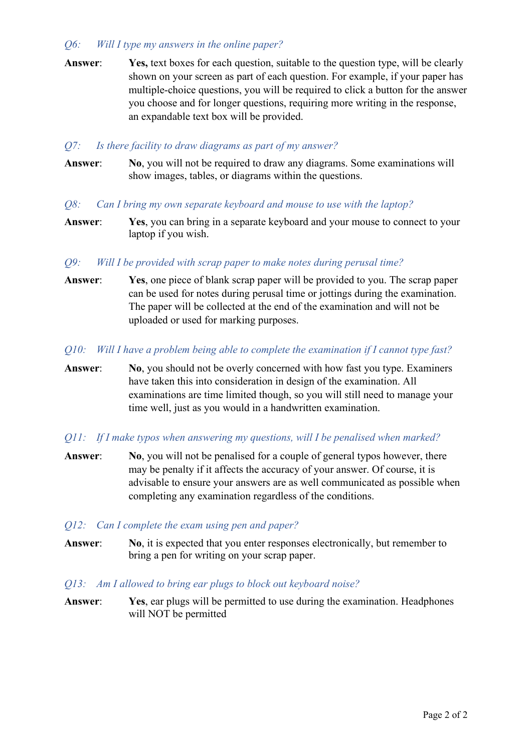*Q6: Will I type my answers in the online paper?*

**Answer**: **Yes,** text boxes for each question, suitable to the question type, will be clearly shown on your screen as part of each question. For example, if your paper has multiple-choice questions, you will be required to click a button for the answer you choose and for longer questions, requiring more writing in the response, an expandable text box will be provided.

*Q7: Is there facility to draw diagrams as part of my answer?*

**Answer**: **No**, you will not be required to draw any diagrams. Some examinations will show images, tables, or diagrams within the questions.

*Q8: Can I bring my own separate keyboard and mouse to use with the laptop?*

**Answer**: **Yes**, you can bring in a separate keyboard and your mouse to connect to your laptop if you wish.

*Q9: Will I be provided with scrap paper to make notes during perusal time?*

**Answer**: **Yes**, one piece of blank scrap paper will be provided to you. The scrap paper can be used for notes during perusal time or jottings during the examination. The paper will be collected at the end of the examination and will not be uploaded or used for marking purposes.

*Q10: Will I have a problem being able to complete the examination if I cannot type fast?*

**Answer**: **No**, you should not be overly concerned with how fast you type. Examiners have taken this into consideration in design of the examination. All examinations are time limited though, so you will still need to manage your time well, just as you would in a handwritten examination.

*Q11: If I make typos when answering my questions, will I be penalised when marked?*

**Answer**: **No**, you will not be penalised for a couple of general typos however, there may be penalty if it affects the accuracy of your answer. Of course, it is advisable to ensure your answers are as well communicated as possible when completing any examination regardless of the conditions.

*Q12: Can I complete the exam using pen and paper?*

**Answer**: **No**, it is expected that you enter responses electronically, but remember to bring a pen for writing on your scrap paper.

*Q13: Am I allowed to bring ear plugs to block out keyboard noise?*

**Answer**: **Yes**, ear plugs will be permitted to use during the examination. Headphones will NOT be permitted